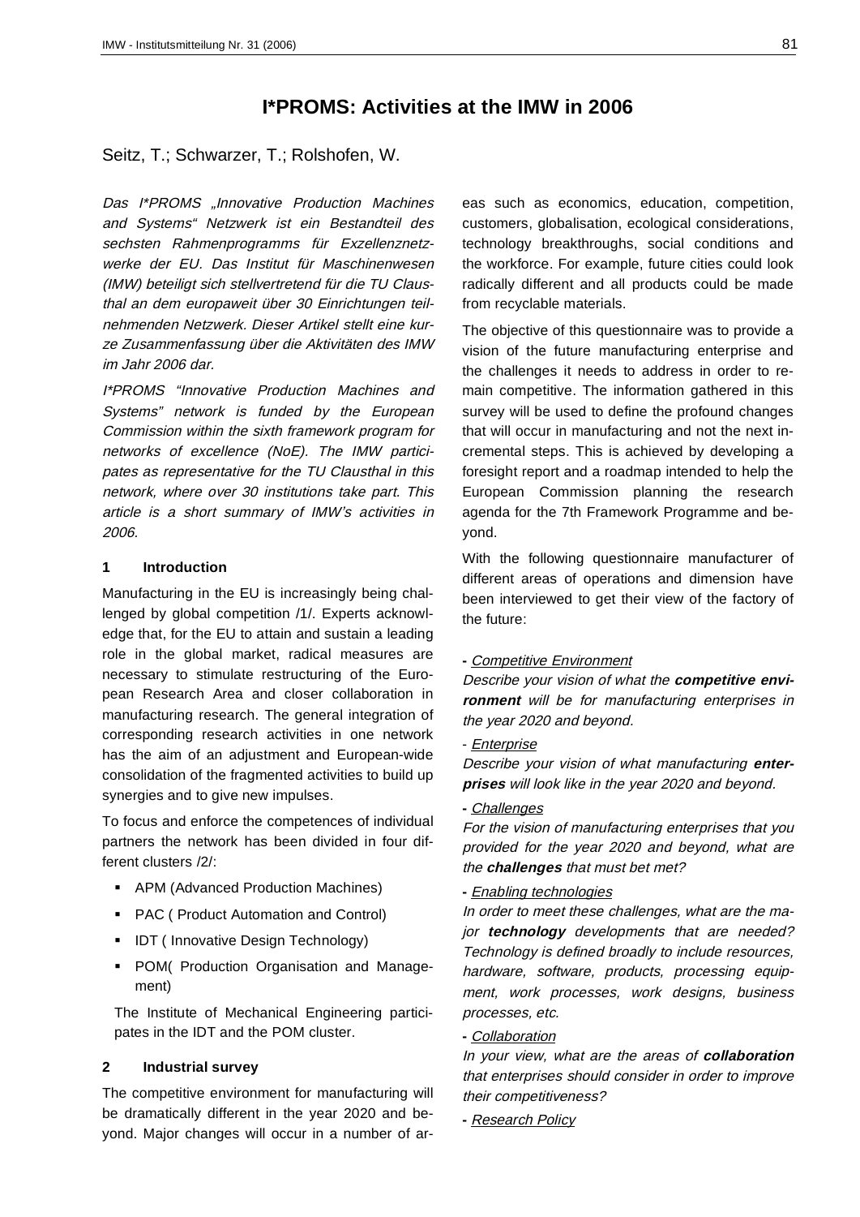# I*PROMS: Activities at the IMW in 2006

Seitz, T.; Schwarzer, T.; Rolshofen, W.

*Das I*PROMS „Innovative Production Machines and Systems" Netzwerk ist ein Bestandteil des sechsten Rahmenprogramms für Exzellenznetzwerke der EU. Das Institut für Maschinenwesen (IMW) beteiligt sich stellvertretend für die TU Clausthal an dem europaweit über 30 Einrichtungen teilnehmenden Netzwerk. Dieser Artikel stellt eine kurze Zusammenfassung über die Aktivitäten des IMW im Jahr 2006 dar.*

*I*PROMS "Innovative Production Machines and Systems" network is funded by the European Commission within the sixth framework program for networks of excellence (NoE). The IMW participates as representative for the TU Clausthal in this network, where over 30 institutions take part. This article is a short summary of IMW's activities in 2006.*

## 1 Introduction

Manufacturing in the EU is increasingly being challenged by global competition /1/. Experts acknowledge that, for the EU to attain and sustain a leading role in the global market, radical measures are necessary to stimulate restructuring of the European Research Area and closer collaboration in manufacturing research. The general integration of corresponding research activities in one network has the aim of an adjustment and European-wide consolidation of the fragmented activities to build up synergies and to give new impulses.

To focus and enforce the competences of individual partners the network has been divided in four different clusters /2/:

- APM (Advanced Production Machines)
- PAC ( Product Automation and Control)
- IDT ( Innovative Design Technology)
- POM( Production Organisation and Management)

The Institute of Mechanical Engineering participates in the IDT and the POM cluster.

## 2 Industrial survey

The competitive environment for manufacturing will be dramatically different in the year 2020 and beyond. Major changes will occur in a number of areas such as economics, education, competition, customers, globalisation, ecological considerations, technology breakthroughs, social conditions and the workforce. For example, future cities could look radically different and all products could be made from recyclable materials.

The objective of this questionnaire was to provide a vision of the future manufacturing enterprise and the challenges it needs to address in order to remain competitive. The information gathered in this survey will be used to define the profound changes that will occur in manufacturing and not the next incremental steps. This is achieved by developing a foresight report and a roadmap intended to help the European Commission planning the research agenda for the 7th Framework Programme and beyond.

With the following questionnaire manufacturer of different areas of operations and dimension have been interviewed to get their view of the factory of the future:

**-** Competitive Environment

*Describe your vision of what the **competitive environment** will be for manufacturing enterprises in the year 2020 and beyond.*

- Enterprise

*Describe your vision of what manufacturing **enterprises** will look like in the year 2020 and beyond.*

**-** Challenges

*For the vision of manufacturing enterprises that you provided for the year 2020 and beyond, what are the **challenges** that must bet met?*

**-** Enabling technologies

*In order to meet these challenges, what are the major **technology** developments that are needed? Technology is defined broadly to include resources, hardware, software, products, processing equipment, work processes, work designs, business processes, etc.*

**-** Collaboration

*In your view, what are the areas of **collaboration** that enterprises should consider in order to improve their competitiveness?*

**-** Research Policy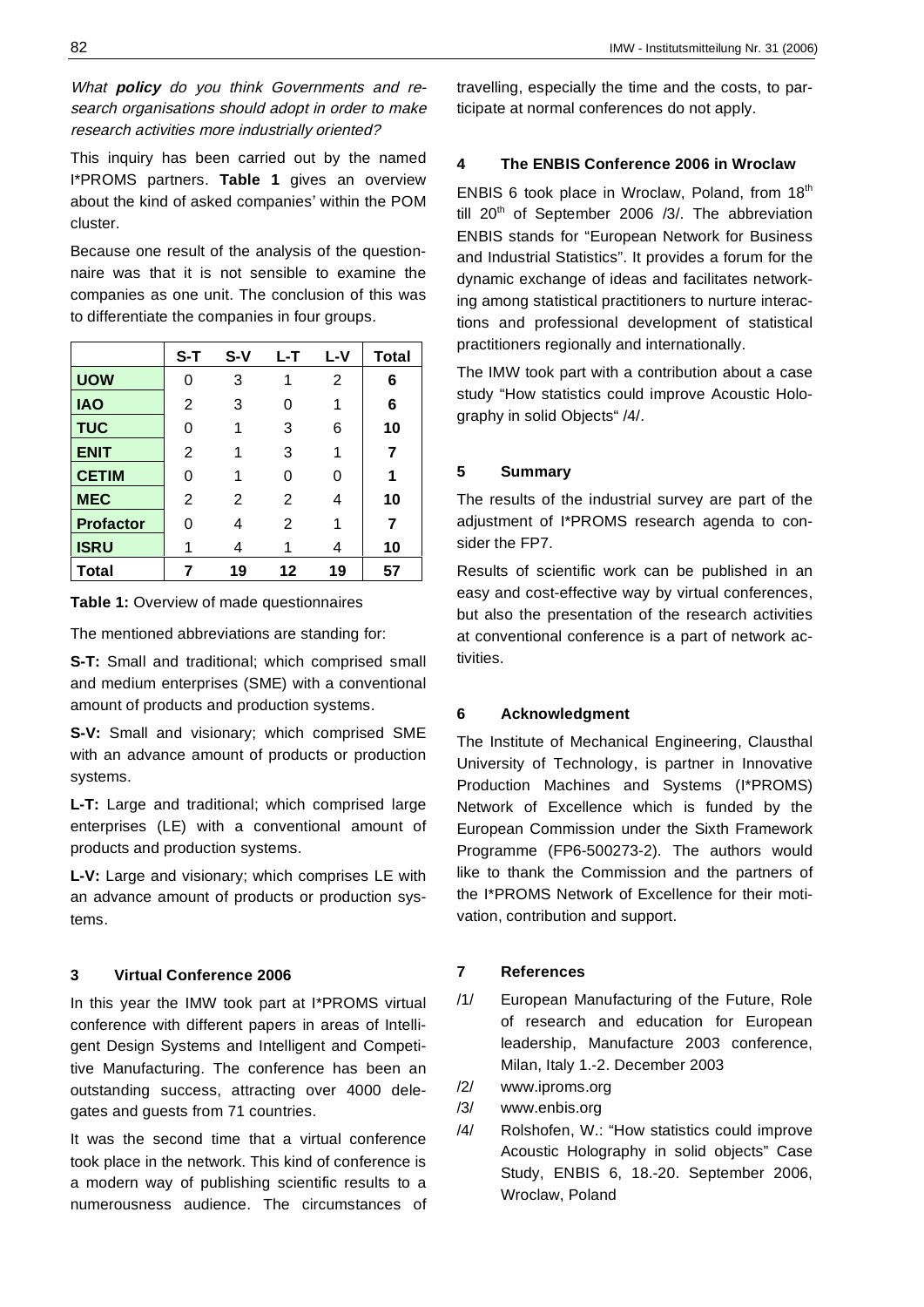*What **policy** do you think Governments and research organisations should adopt in order to make research activities more industrially oriented?*

This inquiry has been carried out by the named I*PROMS partners. **Table 1** gives an overview about the kind of asked companies' within the POM cluster.

Because one result of the analysis of the questionnaire was that it is not sensible to examine the companies as one unit. The conclusion of this was to differentiate the companies in four groups.

| | S-T | S-V | L-T | L-V | Total |
|---|---|---|---|---|---|
| **UOW** | 0 | 3 | 1 | 2 | **6** |
| **IAO** | 2 | 3 | 0 | 1 | **6** |
| **TUC** | 0 | 1 | 3 | 6 | **10** |
| **ENIT** | 2 | 1 | 3 | 1 | **7** |
| **CETIM** | 0 | 1 | 0 | 0 | **1** |
| **MEC** | 2 | 2 | 2 | 4 | **10** |
| **Profactor** | 0 | 4 | 2 | 1 | **7** |
| **ISRU** | 1 | 4 | 1 | 4 | **10** |
| **Total** | **7** | **19** | **12** | **19** | **57** |

**Table 1:** Overview of made questionnaires

The mentioned abbreviations are standing for:

**S-T:** Small and traditional; which comprised small and medium enterprises (SME) with a conventional amount of products and production systems.

**S-V:** Small and visionary; which comprised SME with an advance amount of products or production systems.

**L-T:** Large and traditional; which comprised large enterprises (LE) with a conventional amount of products and production systems.

**L-V:** Large and visionary; which comprises LE with an advance amount of products or production systems.

## 3 Virtual Conference 2006

In this year the IMW took part at I*PROMS virtual conference with different papers in areas of Intelligent Design Systems and Intelligent and Competitive Manufacturing. The conference has been an outstanding success, attracting over 4000 delegates and guests from 71 countries.

It was the second time that a virtual conference took place in the network. This kind of conference is a modern way of publishing scientific results to a numerousness audience. The circumstances of travelling, especially the time and the costs, to participate at normal conferences do not apply.

## 4 The ENBIS Conference 2006 in Wroclaw

ENBIS 6 took place in Wroclaw, Poland, from 18th till 20th of September 2006 /3/. The abbreviation ENBIS stands for "European Network for Business and Industrial Statistics". It provides a forum for the dynamic exchange of ideas and facilitates networking among statistical practitioners to nurture interactions and professional development of statistical practitioners regionally and internationally.

The IMW took part with a contribution about a case study "How statistics could improve Acoustic Holography in solid Objects" /4/.

## 5 Summary

The results of the industrial survey are part of the adjustment of I*PROMS research agenda to consider the FP7.

Results of scientific work can be published in an easy and cost-effective way by virtual conferences, but also the presentation of the research activities at conventional conference is a part of network activities.

## 6 Acknowledgment

The Institute of Mechanical Engineering, Clausthal University of Technology, is partner in Innovative Production Machines and Systems (I*PROMS) Network of Excellence which is funded by the European Commission under the Sixth Framework Programme (FP6-500273-2). The authors would like to thank the Commission and the partners of the I*PROMS Network of Excellence for their motivation, contribution and support.

## 7 References

/1/ European Manufacturing of the Future, Role of research and education for European leadership, Manufacture 2003 conference, Milan, Italy 1.-2. December 2003

/2/ www.iproms.org

/3/ www.enbis.org

/4/ Rolshofen, W.: "How statistics could improve Acoustic Holography in solid objects" Case Study, ENBIS 6, 18.-20. September 2006, Wroclaw, Poland